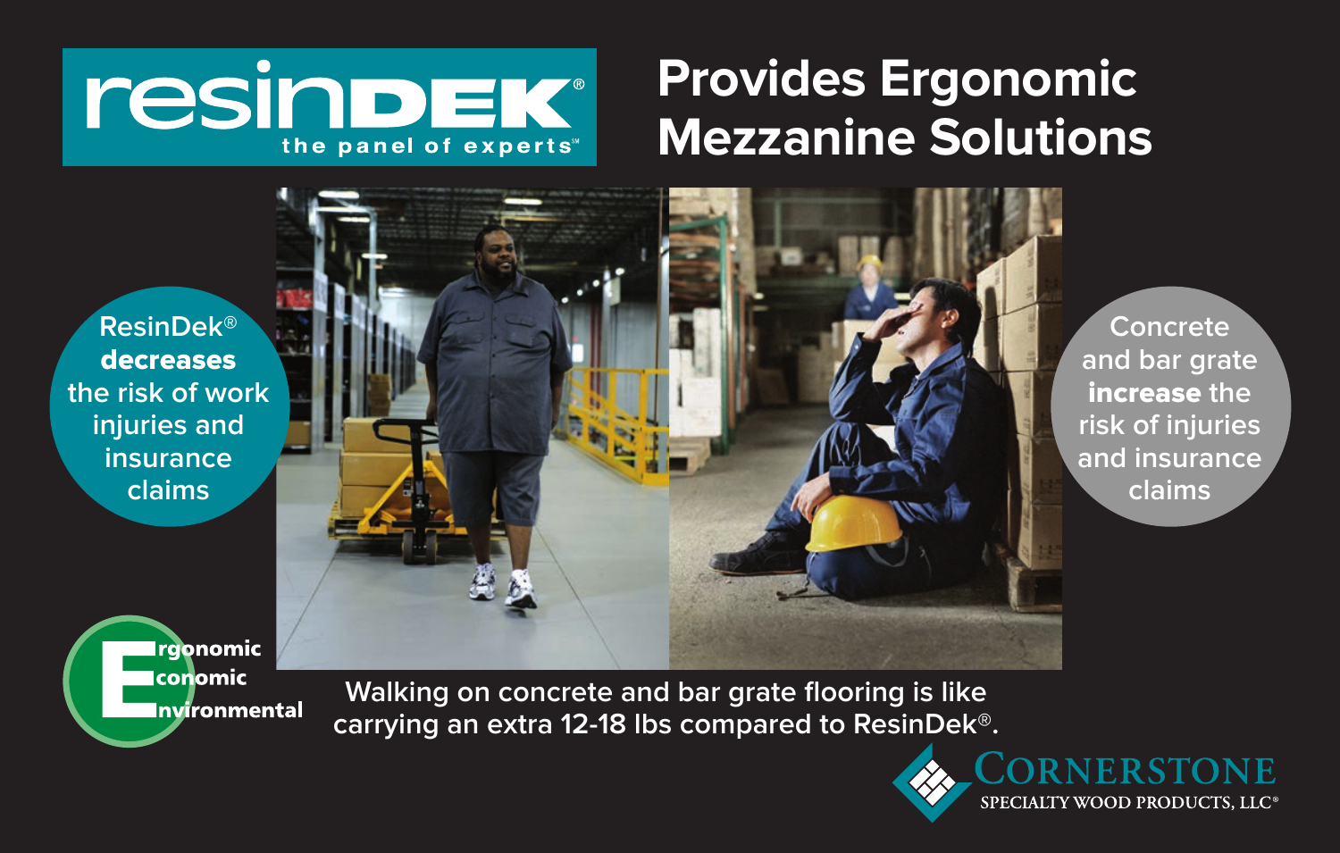resinDEK®
the panel of experts℠

# Provides Ergonomic Mezzanine Solutions

ResinDek® **decreases** the risk of work injuries and insurance claims

Concrete and bar grate **increase** the risk of injuries and insurance claims

**E**rgonomic
**E**conomic
**E**nvironmental

Walking on concrete and bar grate flooring is like carrying an extra 12-18 lbs compared to ResinDek®.

CORNERSTONE
SPECIALTY WOOD PRODUCTS, LLC®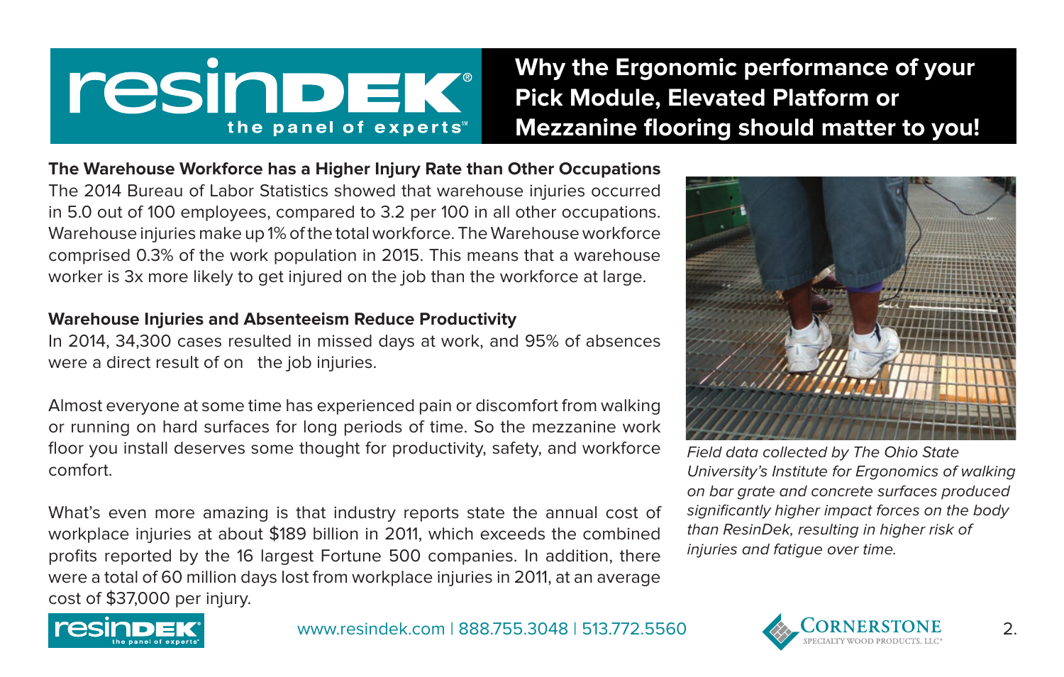# Why the Ergonomic performance of your Pick Module, Elevated Platform or Mezzanine flooring should matter to you!

**The Warehouse Workforce has a Higher Injury Rate than Other Occupations**
The 2014 Bureau of Labor Statistics showed that warehouse injuries occurred in 5.0 out of 100 employees, compared to 3.2 per 100 in all other occupations. Warehouse injuries make up 1% of the total workforce. The Warehouse workforce comprised 0.3% of the work population in 2015. This means that a warehouse worker is 3x more likely to get injured on the job than the workforce at large.

**Warehouse Injuries and Absenteeism Reduce Productivity**
In 2014, 34,300 cases resulted in missed days at work, and 95% of absences were a direct result of on the job injuries.

Almost everyone at some time has experienced pain or discomfort from walking or running on hard surfaces for long periods of time. So the mezzanine work floor you install deserves some thought for productivity, safety, and workforce comfort.

What's even more amazing is that industry reports state the annual cost of workplace injuries at about $189 billion in 2011, which exceeds the combined profits reported by the 16 largest Fortune 500 companies. In addition, there were a total of 60 million days lost from workplace injuries in 2011, at an average cost of $37,000 per injury.

*Field data collected by The Ohio State University's Institute for Ergonomics of walking on bar grate and concrete surfaces produced significantly higher impact forces on the body than ResinDek, resulting in higher risk of injuries and fatigue over time.*

www.resindek.com | 888.755.3048 | 513.772.5560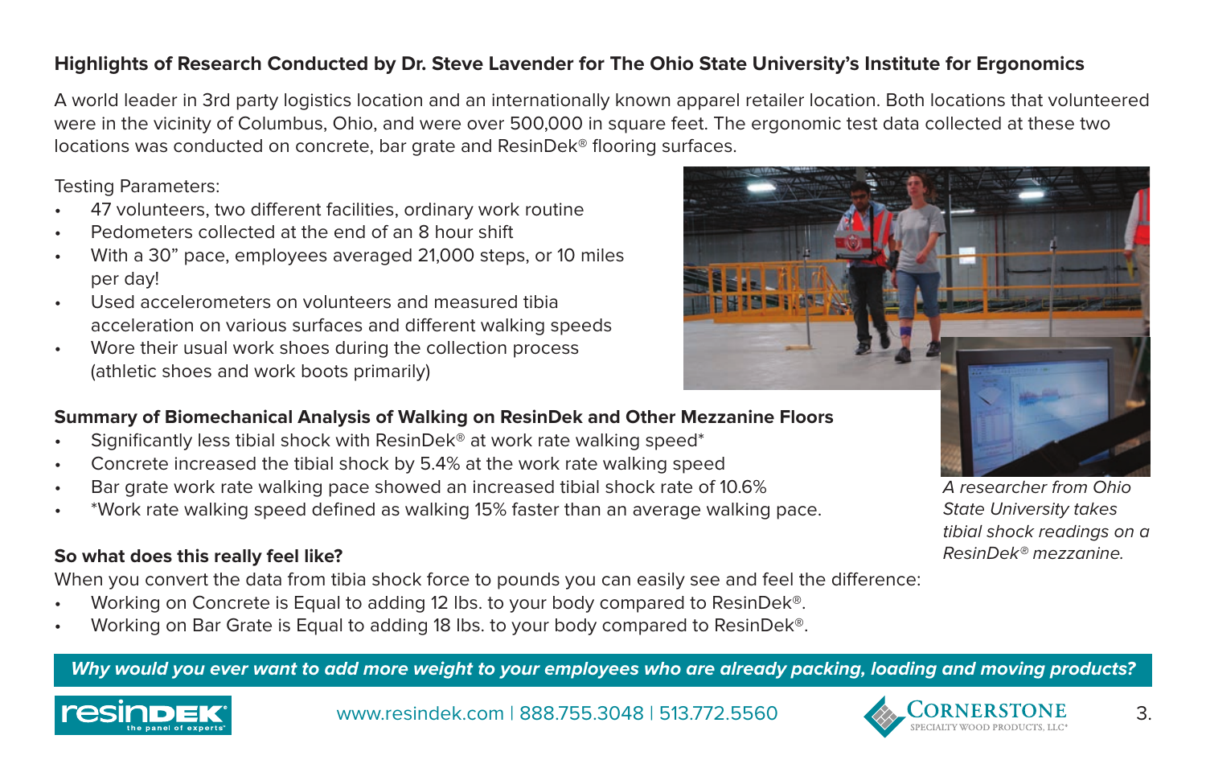## Highlights of Research Conducted by Dr. Steve Lavender for The Ohio State University's Institute for Ergonomics

A world leader in 3rd party logistics location and an internationally known apparel retailer location. Both locations that volunteered were in the vicinity of Columbus, Ohio, and were over 500,000 in square feet. The ergonomic test data collected at these two locations was conducted on concrete, bar grate and ResinDek® flooring surfaces.

Testing Parameters:

- 47 volunteers, two different facilities, ordinary work routine
- Pedometers collected at the end of an 8 hour shift
- With a 30" pace, employees averaged 21,000 steps, or 10 miles per day!
- Used accelerometers on volunteers and measured tibia acceleration on various surfaces and different walking speeds
- Wore their usual work shoes during the collection process (athletic shoes and work boots primarily)

*A researcher from Ohio State University takes tibial shock readings on a ResinDek® mezzanine.*

### Summary of Biomechanical Analysis of Walking on ResinDek and Other Mezzanine Floors

- Significantly less tibial shock with ResinDek® at work rate walking speed*
- Concrete increased the tibial shock by 5.4% at the work rate walking speed
- Bar grate work rate walking pace showed an increased tibial shock rate of 10.6%
- *Work rate walking speed defined as walking 15% faster than an average walking pace.

### So what does this really feel like?

When you convert the data from tibia shock force to pounds you can easily see and feel the difference:

- Working on Concrete is Equal to adding 12 lbs. to your body compared to ResinDek®.
- Working on Bar Grate is Equal to adding 18 lbs. to your body compared to ResinDek®.

***Why would you ever want to add more weight to your employees who are already packing, loading and moving products?***

resinDEK® the panel of experts®

www.resindek.com | 888.755.3048 | 513.772.5560

CORNERSTONE SPECIALTY WOOD PRODUCTS, LLC®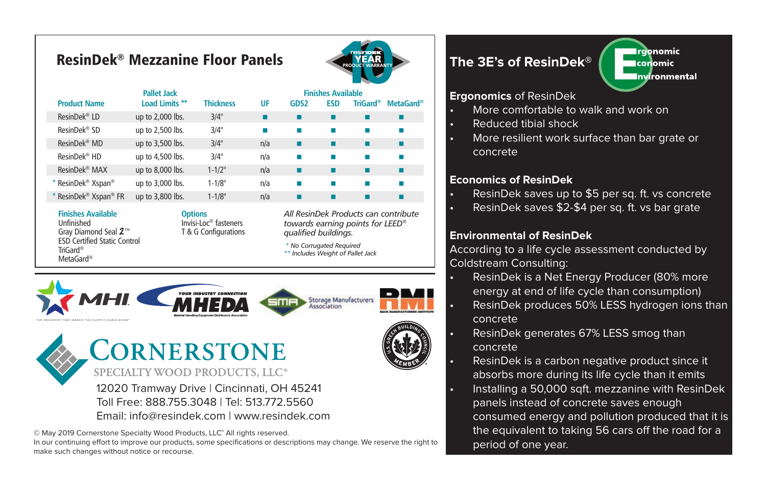# ResinDek® Mezzanine Floor Panels

resinDEK 10 YEAR PRODUCT WARRANTY

| Product Name | Pallet Jack Load Limits ** | Thickness | UF | Finishes Available GDS2 | ESD | TriGard® | MetaGard® |
|---|---|---|---|---|---|---|---|
| ResinDek® LD | up to 2,000 lbs. | 3/4" | ■ | ■ | ■ | ■ | ■ |
| ResinDek® SD | up to 2,500 lbs. | 3/4" | ■ | ■ | ■ | ■ | ■ |
| ResinDek® MD | up to 3,500 lbs. | 3/4" | n/a | ■ | ■ | ■ | ■ |
| ResinDek® HD | up to 4,500 lbs. | 3/4" | n/a | ■ | ■ | ■ | ■ |
| ResinDek® MAX | up to 8,000 lbs. | 1-1/2" | n/a | ■ | ■ | ■ | ■ |
| * ResinDek® Xspan® | up to 3,000 lbs. | 1-1/8" | n/a | ■ | ■ | ■ | ■ |
| * ResinDek® Xspan® FR | up to 3,800 lbs. | 1-1/8" | n/a | ■ | ■ | ■ | ■ |

**Finishes Available**
Unfinished
Gray Diamond Seal 2™
ESD Certified Static Control
TriGard®
MetaGard®

**Options**
Invisi-Loc® fasteners
T & G Configurations

*All ResinDek Products can contribute towards earning points for LEED® qualified buildings.*

*\* No Corrugated Required*
*\*\* Includes Weight of Pallet Jack*

MHI — THE INDUSTRY THAT MAKES THE SUPPLY CHAIN WORK™
YOUR INDUSTRY CONNECTION MHEDA — Material Handling Equipment Distributors Association
SMA Storage Manufacturers Association
RMI RACK MANUFACTURERS INSTITUTE
U.S. GREEN BUILDING COUNCIL MEMBER

**CORNERSTONE**
SPECIALTY WOOD PRODUCTS, LLC®

12020 Tramway Drive | Cincinnati, OH 45241
Toll Free: 888.755.3048 | Tel: 513.772.5560
Email: info@resindek.com | www.resindek.com

© May 2019 Cornerstone Specialty Wood Products, LLC® All rights reserved.
In our continuing effort to improve our products, some specifications or descriptions may change. We reserve the right to make such changes without notice or recourse.

## The 3E's of ResinDek®

**E**rgonomic
**E**conomic
**E**nvironmental

**Ergonomics** of ResinDek

- More comfortable to walk and work on
- Reduced tibial shock
- More resilient work surface than bar grate or concrete

**Economics of ResinDek**

- ResinDek saves up to $5 per sq. ft. vs concrete
- ResinDek saves $2-$4 per sq. ft. vs bar grate

**Environmental of ResinDek**

According to a life cycle assessment conducted by Coldstream Consulting:

- ResinDek is a Net Energy Producer (80% more energy at end of life cycle than consumption)
- ResinDek produces 50% LESS hydrogen ions than concrete
- ResinDek generates 67% LESS smog than concrete
- ResinDek is a carbon negative product since it absorbs more during its life cycle than it emits
- Installing a 50,000 sqft. mezzanine with ResinDek panels instead of concrete saves enough consumed energy and pollution produced that it is the equivalent to taking 56 cars off the road for a period of one year.